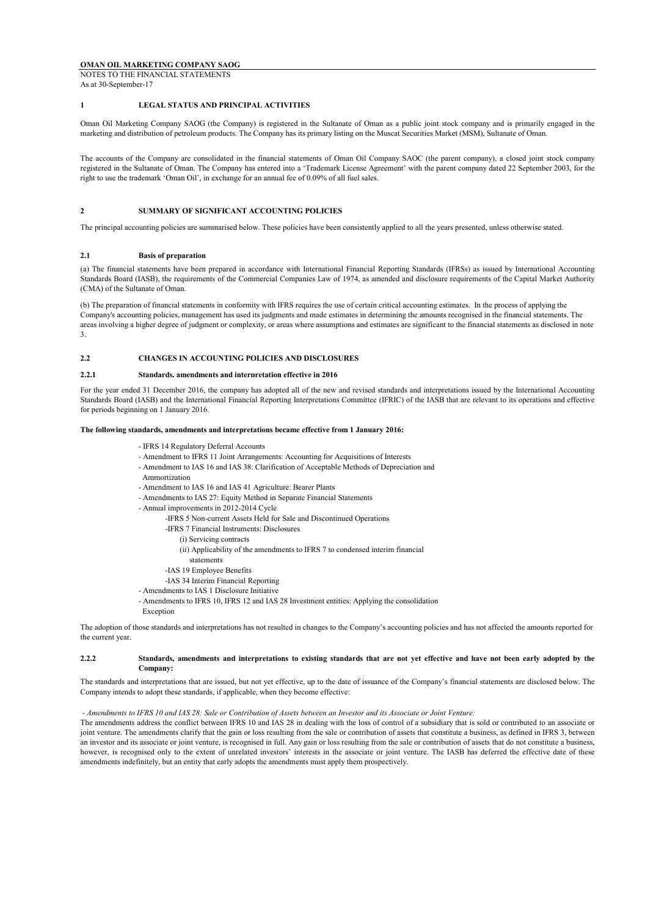**OMAN OIL MARKETING COMPANY SAOG**

NOTES TO THE FINANCIAL STATEMENTS
As at 30-September-17

## 1 LEGAL STATUS AND PRINCIPAL ACTIVITIES

Oman Oil Marketing Company SAOG (the Company) is registered in the Sultanate of Oman as a public joint stock company and is primarily engaged in the marketing and distribution of petroleum products. The Company has its primary listing on the Muscat Securities Market (MSM), Sultanate of Oman.

The accounts of the Company are consolidated in the financial statements of Oman Oil Company SAOC (the parent company), a closed joint stock company registered in the Sultanate of Oman. The Company has entered into a 'Trademark License Agreement' with the parent company dated 22 September 2003, for the right to use the trademark 'Oman Oil', in exchange for an annual fee of 0.09% of all fuel sales.

## 2 SUMMARY OF SIGNIFICANT ACCOUNTING POLICIES

The principal accounting policies are summarised below. These policies have been consistently applied to all the years presented, unless otherwise stated.

### 2.1 Basis of preparation

(a) The financial statements have been prepared in accordance with International Financial Reporting Standards (IFRSs) as issued by International Accounting Standards Board (IASB), the requirements of the Commercial Companies Law of 1974, as amended and disclosure requirements of the Capital Market Authority (CMA) of the Sultanate of Oman.

(b) The preparation of financial statements in conformity with IFRS requires the use of certain critical accounting estimates. In the process of applying the Company's accounting policies, management has used its judgments and made estimates in determining the amounts recognised in the financial statements. The areas involving a higher degree of judgment or complexity, or areas where assumptions and estimates are significant to the financial statements as disclosed in note 3.

### 2.2 CHANGES IN ACCOUNTING POLICIES AND DISCLOSURES

#### 2.2.1 Standards, amendments and interpretation effective in 2016

For the year ended 31 December 2016, the company has adopted all of the new and revised standards and interpretations issued by the International Accounting Standards Board (IASB) and the International Financial Reporting Interpretations Committee (IFRIC) of the IASB that are relevant to its operations and effective for periods beginning on 1 January 2016.

**The following standards, amendments and interpretations became effective from 1 January 2016:**

- IFRS 14 Regulatory Deferral Accounts
- Amendment to IFRS 11 Joint Arrangements: Accounting for Acquisitions of Interests
- Amendment to IAS 16 and IAS 38: Clarification of Acceptable Methods of Depreciation and Ammortization
- Amendment to IAS 16 and IAS 41 Agriculture: Bearer Plants
- Amendments to IAS 27: Equity Method in Separate Financial Statements
- Annual improvements in 2012-2014 Cycle
  - IFRS 5 Non-current Assets Held for Sale and Discontinued Operations
  - IFRS 7 Financial Instruments: Disclosures
    - (i) Servicing contracts
    - (ii) Applicability of the amendments to IFRS 7 to condensed interim financial statements
  - IAS 19 Employee Benefits
  - IAS 34 Interim Financial Reporting
- Amendments to IAS 1 Disclosure Initiative
- Amendments to IFRS 10, IFRS 12 and IAS 28 Investment entities: Applying the consolidation Exception

The adoption of those standards and interpretations has not resulted in changes to the Company's accounting policies and has not affected the amounts reported for the current year.

#### 2.2.2 Standards, amendments and interpretations to existing standards that are not yet effective and have not been early adopted by the Company:

The standards and interpretations that are issued, but not yet effective, up to the date of issuance of the Company's financial statements are disclosed below. The Company intends to adopt these standards, if applicable, when they become effective:

*- Amendments to IFRS 10 and IAS 28: Sale or Contribution of Assets between an Investor and its Associate or Joint Venture:*

The amendments address the conflict between IFRS 10 and IAS 28 in dealing with the loss of control of a subsidiary that is sold or contributed to an associate or joint venture. The amendments clarify that the gain or loss resulting from the sale or contribution of assets that constitute a business, as defined in IFRS 3, between an investor and its associate or joint venture, is recognised in full. Any gain or loss resulting from the sale or contribution of assets that do not constitute a business, however, is recognised only to the extent of unrelated investors' interests in the associate or joint venture. The IASB has deferred the effective date of these amendments indefinitely, but an entity that early adopts the amendments must apply them prospectively.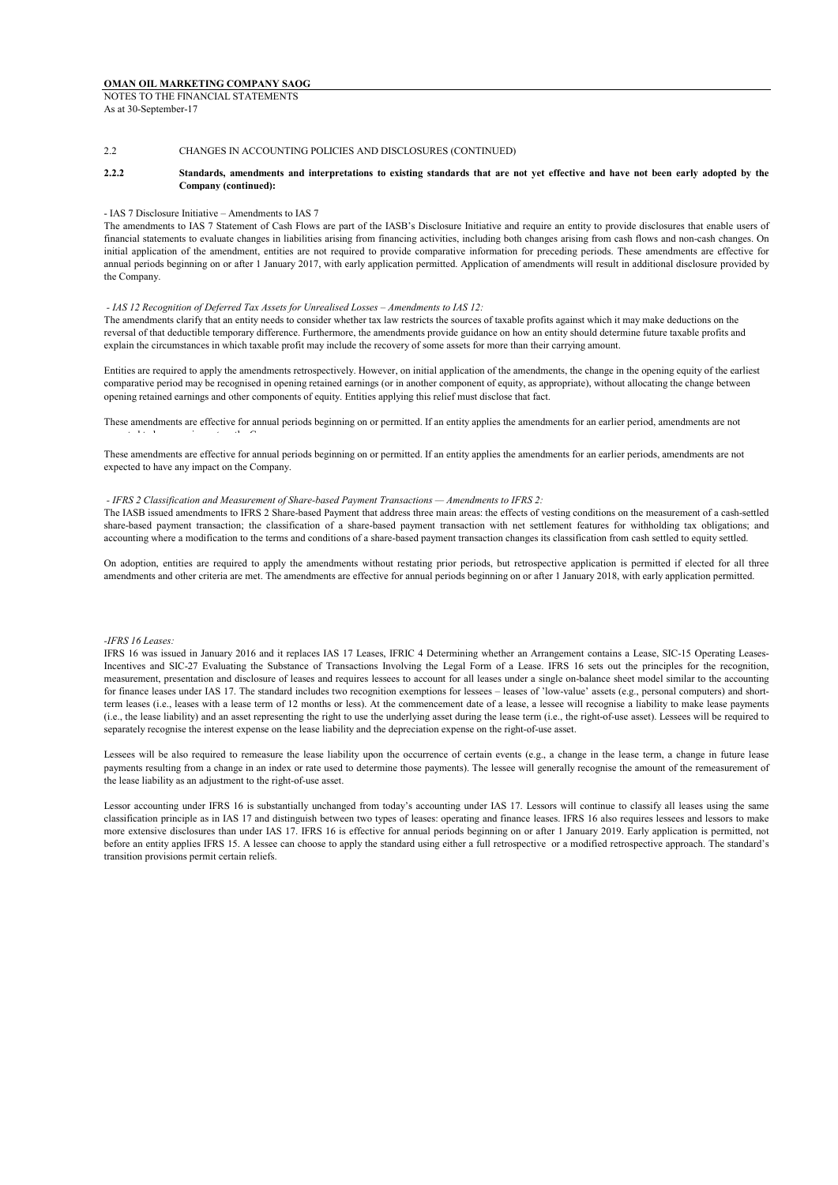2.2 CHANGES IN ACCOUNTING POLICIES AND DISCLOSURES (CONTINUED)

**2.2.2 Standards, amendments and interpretations to existing standards that are not yet effective and have not been early adopted by the Company (continued):**

- IAS 7 Disclosure Initiative – Amendments to IAS 7

The amendments to IAS 7 Statement of Cash Flows are part of the IASB's Disclosure Initiative and require an entity to provide disclosures that enable users of financial statements to evaluate changes in liabilities arising from financing activities, including both changes arising from cash flows and non-cash changes. On initial application of the amendment, entities are not required to provide comparative information for preceding periods. These amendments are effective for annual periods beginning on or after 1 January 2017, with early application permitted. Application of amendments will result in additional disclosure provided by the Company.

*- IAS 12 Recognition of Deferred Tax Assets for Unrealised Losses – Amendments to IAS 12:*

The amendments clarify that an entity needs to consider whether tax law restricts the sources of taxable profits against which it may make deductions on the reversal of that deductible temporary difference. Furthermore, the amendments provide guidance on how an entity should determine future taxable profits and explain the circumstances in which taxable profit may include the recovery of some assets for more than their carrying amount.

Entities are required to apply the amendments retrospectively. However, on initial application of the amendments, the change in the opening equity of the earliest comparative period may be recognised in opening retained earnings (or in another component of equity, as appropriate), without allocating the change between opening retained earnings and other components of equity. Entities applying this relief must disclose that fact.

These amendments are effective for annual periods beginning on or permitted. If an entity applies the amendments for an earlier period, amendments are not expected to have any impact on the Company.

These amendments are effective for annual periods beginning on or permitted. If an entity applies the amendments for an earlier periods, amendments are not expected to have any impact on the Company.

*- IFRS 2 Classification and Measurement of Share-based Payment Transactions — Amendments to IFRS 2:*

The IASB issued amendments to IFRS 2 Share-based Payment that address three main areas: the effects of vesting conditions on the measurement of a cash-settled share-based payment transaction; the classification of a share-based payment transaction with net settlement features for withholding tax obligations; and accounting where a modification to the terms and conditions of a share-based payment transaction changes its classification from cash settled to equity settled.

On adoption, entities are required to apply the amendments without restating prior periods, but retrospective application is permitted if elected for all three amendments and other criteria are met. The amendments are effective for annual periods beginning on or after 1 January 2018, with early application permitted.

*-IFRS 16 Leases:*

IFRS 16 was issued in January 2016 and it replaces IAS 17 Leases, IFRIC 4 Determining whether an Arrangement contains a Lease, SIC-15 Operating Leases-Incentives and SIC-27 Evaluating the Substance of Transactions Involving the Legal Form of a Lease. IFRS 16 sets out the principles for the recognition, measurement, presentation and disclosure of leases and requires lessees to account for all leases under a single on-balance sheet model similar to the accounting for finance leases under IAS 17. The standard includes two recognition exemptions for lessees – leases of 'low-value' assets (e.g., personal computers) and short-term leases (i.e., leases with a lease term of 12 months or less). At the commencement date of a lease, a lessee will recognise a liability to make lease payments (i.e., the lease liability) and an asset representing the right to use the underlying asset during the lease term (i.e., the right-of-use asset). Lessees will be required to separately recognise the interest expense on the lease liability and the depreciation expense on the right-of-use asset.

Lessees will be also required to remeasure the lease liability upon the occurrence of certain events (e.g., a change in the lease term, a change in future lease payments resulting from a change in an index or rate used to determine those payments). The lessee will generally recognise the amount of the remeasurement of the lease liability as an adjustment to the right-of-use asset.

Lessor accounting under IFRS 16 is substantially unchanged from today's accounting under IAS 17. Lessors will continue to classify all leases using the same classification principle as in IAS 17 and distinguish between two types of leases: operating and finance leases. IFRS 16 also requires lessees and lessors to make more extensive disclosures than under IAS 17. IFRS 16 is effective for annual periods beginning on or after 1 January 2019. Early application is permitted, not before an entity applies IFRS 15. A lessee can choose to apply the standard using either a full retrospective or a modified retrospective approach. The standard's transition provisions permit certain reliefs.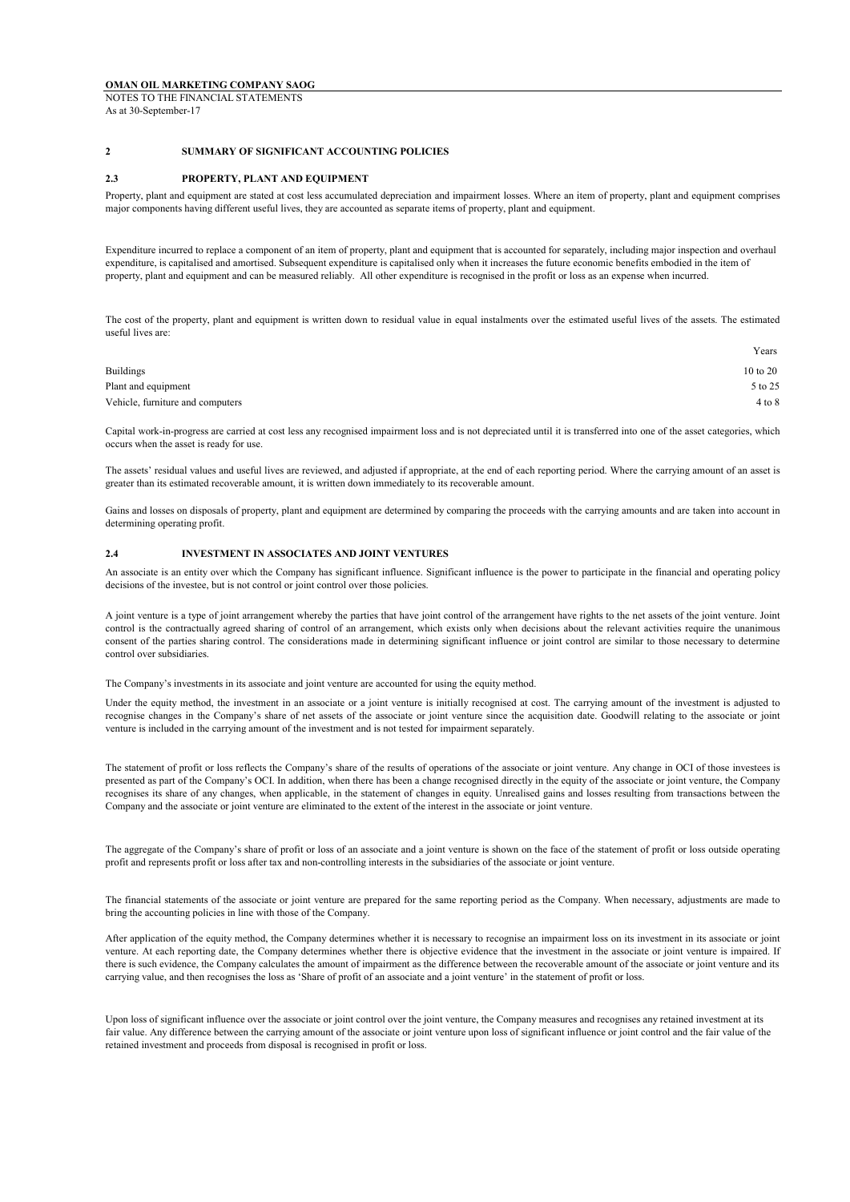## 2 SUMMARY OF SIGNIFICANT ACCOUNTING POLICIES

### 2.3 PROPERTY, PLANT AND EQUIPMENT

Property, plant and equipment are stated at cost less accumulated depreciation and impairment losses. Where an item of property, plant and equipment comprises major components having different useful lives, they are accounted as separate items of property, plant and equipment.

Expenditure incurred to replace a component of an item of property, plant and equipment that is accounted for separately, including major inspection and overhaul expenditure, is capitalised and amortised. Subsequent expenditure is capitalised only when it increases the future economic benefits embodied in the item of property, plant and equipment and can be measured reliably. All other expenditure is recognised in the profit or loss as an expense when incurred.

The cost of the property, plant and equipment is written down to residual value in equal instalments over the estimated useful lives of the assets. The estimated useful lives are:

| | Years |
|---|---|
| Buildings | 10 to 20 |
| Plant and equipment | 5 to 25 |
| Vehicle, furniture and computers | 4 to 8 |

Capital work-in-progress are carried at cost less any recognised impairment loss and is not depreciated until it is transferred into one of the asset categories, which occurs when the asset is ready for use.

The assets' residual values and useful lives are reviewed, and adjusted if appropriate, at the end of each reporting period. Where the carrying amount of an asset is greater than its estimated recoverable amount, it is written down immediately to its recoverable amount.

Gains and losses on disposals of property, plant and equipment are determined by comparing the proceeds with the carrying amounts and are taken into account in determining operating profit.

### 2.4 INVESTMENT IN ASSOCIATES AND JOINT VENTURES

An associate is an entity over which the Company has significant influence. Significant influence is the power to participate in the financial and operating policy decisions of the investee, but is not control or joint control over those policies.

A joint venture is a type of joint arrangement whereby the parties that have joint control of the arrangement have rights to the net assets of the joint venture. Joint control is the contractually agreed sharing of control of an arrangement, which exists only when decisions about the relevant activities require the unanimous consent of the parties sharing control. The considerations made in determining significant influence or joint control are similar to those necessary to determine control over subsidiaries.

The Company's investments in its associate and joint venture are accounted for using the equity method.

Under the equity method, the investment in an associate or a joint venture is initially recognised at cost. The carrying amount of the investment is adjusted to recognise changes in the Company's share of net assets of the associate or joint venture since the acquisition date. Goodwill relating to the associate or joint venture is included in the carrying amount of the investment and is not tested for impairment separately.

The statement of profit or loss reflects the Company's share of the results of operations of the associate or joint venture. Any change in OCI of those investees is presented as part of the Company's OCI. In addition, when there has been a change recognised directly in the equity of the associate or joint venture, the Company recognises its share of any changes, when applicable, in the statement of changes in equity. Unrealised gains and losses resulting from transactions between the Company and the associate or joint venture are eliminated to the extent of the interest in the associate or joint venture.

The aggregate of the Company's share of profit or loss of an associate and a joint venture is shown on the face of the statement of profit or loss outside operating profit and represents profit or loss after tax and non-controlling interests in the subsidiaries of the associate or joint venture.

The financial statements of the associate or joint venture are prepared for the same reporting period as the Company. When necessary, adjustments are made to bring the accounting policies in line with those of the Company.

After application of the equity method, the Company determines whether it is necessary to recognise an impairment loss on its investment in its associate or joint venture. At each reporting date, the Company determines whether there is objective evidence that the investment in the associate or joint venture is impaired. If there is such evidence, the Company calculates the amount of impairment as the difference between the recoverable amount of the associate or joint venture and its carrying value, and then recognises the loss as 'Share of profit of an associate and a joint venture' in the statement of profit or loss.

Upon loss of significant influence over the associate or joint control over the joint venture, the Company measures and recognises any retained investment at its fair value. Any difference between the carrying amount of the associate or joint venture upon loss of significant influence or joint control and the fair value of the retained investment and proceeds from disposal is recognised in profit or loss.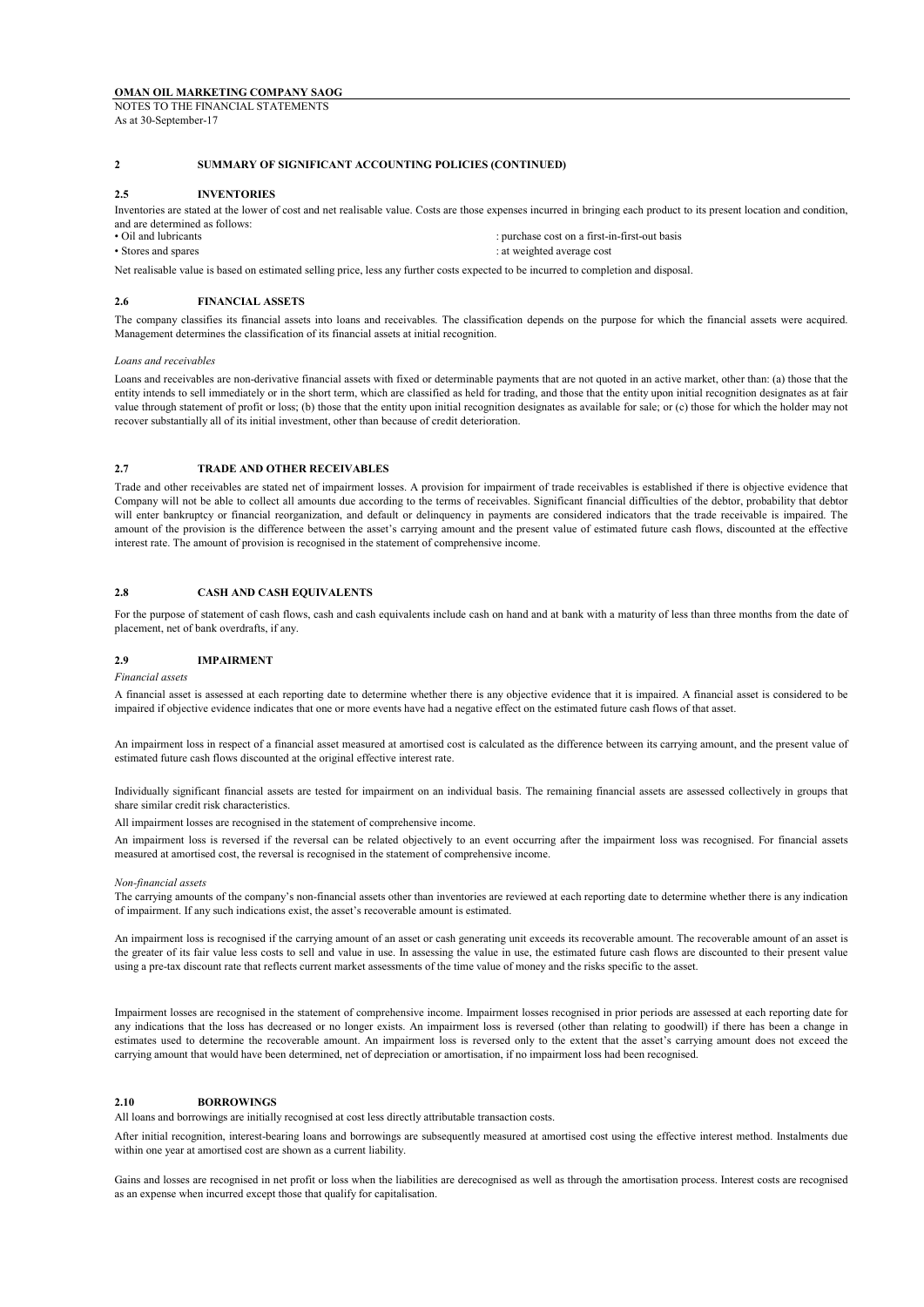## 2 SUMMARY OF SIGNIFICANT ACCOUNTING POLICIES (CONTINUED)

### 2.5 INVENTORIES

Inventories are stated at the lower of cost and net realisable value. Costs are those expenses incurred in bringing each product to its present location and condition, and are determined as follows:

- Oil and lubricants : purchase cost on a first-in-first-out basis
- Stores and spares : at weighted average cost

Net realisable value is based on estimated selling price, less any further costs expected to be incurred to completion and disposal.

### 2.6 FINANCIAL ASSETS

The company classifies its financial assets into loans and receivables. The classification depends on the purpose for which the financial assets were acquired. Management determines the classification of its financial assets at initial recognition.

*Loans and receivables*

Loans and receivables are non-derivative financial assets with fixed or determinable payments that are not quoted in an active market, other than: (a) those that the entity intends to sell immediately or in the short term, which are classified as held for trading, and those that the entity upon initial recognition designates as at fair value through statement of profit or loss; (b) those that the entity upon initial recognition designates as available for sale; or (c) those for which the holder may not recover substantially all of its initial investment, other than because of credit deterioration.

### 2.7 TRADE AND OTHER RECEIVABLES

Trade and other receivables are stated net of impairment losses. A provision for impairment of trade receivables is established if there is objective evidence that Company will not be able to collect all amounts due according to the terms of receivables. Significant financial difficulties of the debtor, probability that debtor will enter bankruptcy or financial reorganization, and default or delinquency in payments are considered indicators that the trade receivable is impaired. The amount of the provision is the difference between the asset's carrying amount and the present value of estimated future cash flows, discounted at the effective interest rate. The amount of provision is recognised in the statement of comprehensive income.

### 2.8 CASH AND CASH EQUIVALENTS

For the purpose of statement of cash flows, cash and cash equivalents include cash on hand and at bank with a maturity of less than three months from the date of placement, net of bank overdrafts, if any.

### 2.9 IMPAIRMENT

*Financial assets*

A financial asset is assessed at each reporting date to determine whether there is any objective evidence that it is impaired. A financial asset is considered to be impaired if objective evidence indicates that one or more events have had a negative effect on the estimated future cash flows of that asset.

An impairment loss in respect of a financial asset measured at amortised cost is calculated as the difference between its carrying amount, and the present value of estimated future cash flows discounted at the original effective interest rate.

Individually significant financial assets are tested for impairment on an individual basis. The remaining financial assets are assessed collectively in groups that share similar credit risk characteristics.

All impairment losses are recognised in the statement of comprehensive income.

An impairment loss is reversed if the reversal can be related objectively to an event occurring after the impairment loss was recognised. For financial assets measured at amortised cost, the reversal is recognised in the statement of comprehensive income.

*Non-financial assets*

The carrying amounts of the company's non-financial assets other than inventories are reviewed at each reporting date to determine whether there is any indication of impairment. If any such indications exist, the asset's recoverable amount is estimated.

An impairment loss is recognised if the carrying amount of an asset or cash generating unit exceeds its recoverable amount. The recoverable amount of an asset is the greater of its fair value less costs to sell and value in use. In assessing the value in use, the estimated future cash flows are discounted to their present value using a pre-tax discount rate that reflects current market assessments of the time value of money and the risks specific to the asset.

Impairment losses are recognised in the statement of comprehensive income. Impairment losses recognised in prior periods are assessed at each reporting date for any indications that the loss has decreased or no longer exists. An impairment loss is reversed (other than relating to goodwill) if there has been a change in estimates used to determine the recoverable amount. An impairment loss is reversed only to the extent that the asset's carrying amount does not exceed the carrying amount that would have been determined, net of depreciation or amortisation, if no impairment loss had been recognised.

### 2.10 BORROWINGS

All loans and borrowings are initially recognised at cost less directly attributable transaction costs.

After initial recognition, interest-bearing loans and borrowings are subsequently measured at amortised cost using the effective interest method. Instalments due within one year at amortised cost are shown as a current liability.

Gains and losses are recognised in net profit or loss when the liabilities are derecognised as well as through the amortisation process. Interest costs are recognised as an expense when incurred except those that qualify for capitalisation.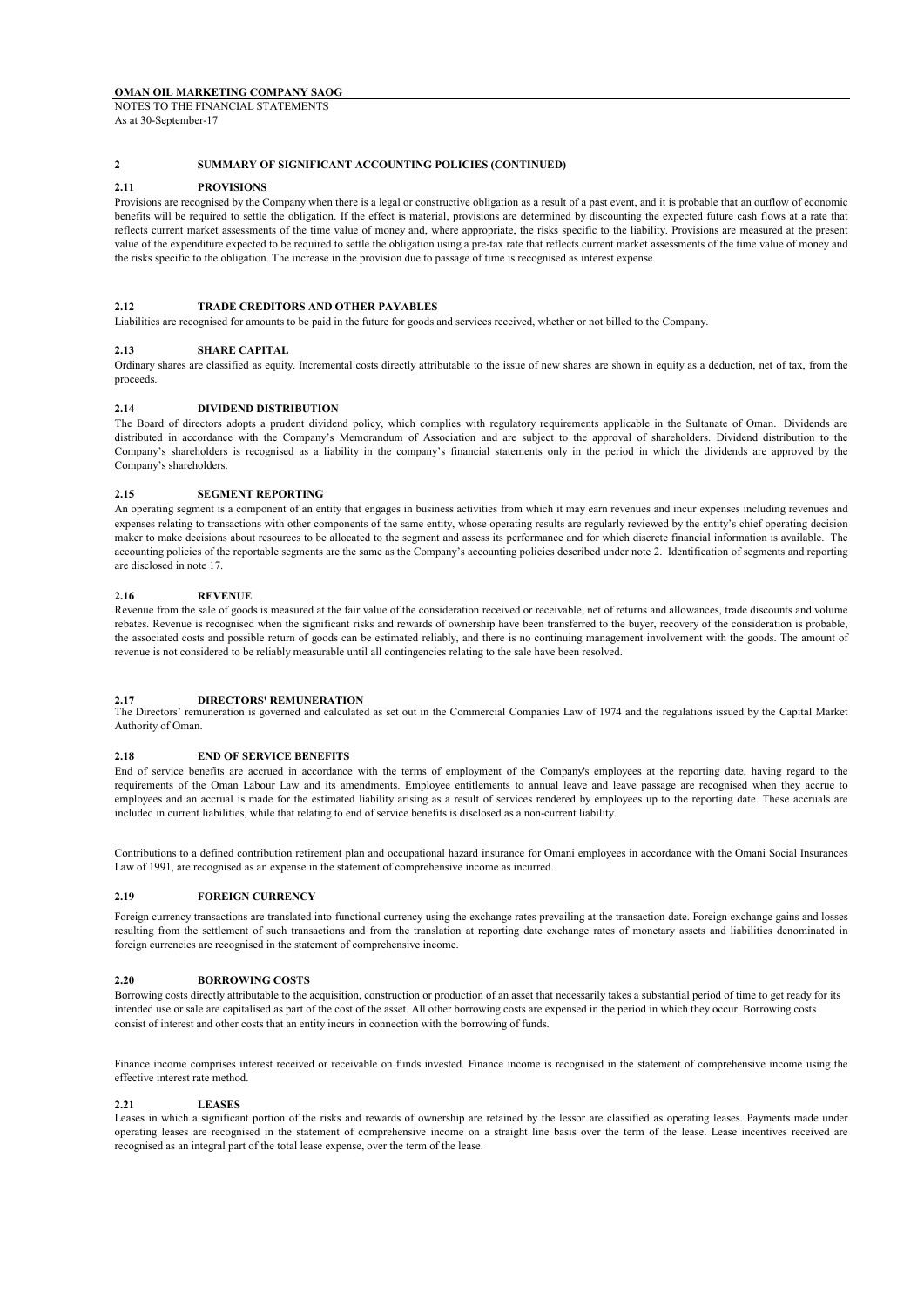## 2 SUMMARY OF SIGNIFICANT ACCOUNTING POLICIES (CONTINUED)

### 2.11 PROVISIONS

Provisions are recognised by the Company when there is a legal or constructive obligation as a result of a past event, and it is probable that an outflow of economic benefits will be required to settle the obligation. If the effect is material, provisions are determined by discounting the expected future cash flows at a rate that reflects current market assessments of the time value of money and, where appropriate, the risks specific to the liability. Provisions are measured at the present value of the expenditure expected to be required to settle the obligation using a pre-tax rate that reflects current market assessments of the time value of money and the risks specific to the obligation. The increase in the provision due to passage of time is recognised as interest expense.

### 2.12 TRADE CREDITORS AND OTHER PAYABLES

Liabilities are recognised for amounts to be paid in the future for goods and services received, whether or not billed to the Company.

### 2.13 SHARE CAPITAL

Ordinary shares are classified as equity. Incremental costs directly attributable to the issue of new shares are shown in equity as a deduction, net of tax, from the proceeds.

### 2.14 DIVIDEND DISTRIBUTION

The Board of directors adopts a prudent dividend policy, which complies with regulatory requirements applicable in the Sultanate of Oman. Dividends are distributed in accordance with the Company's Memorandum of Association and are subject to the approval of shareholders. Dividend distribution to the Company's shareholders is recognised as a liability in the company's financial statements only in the period in which the dividends are approved by the Company's shareholders.

### 2.15 SEGMENT REPORTING

An operating segment is a component of an entity that engages in business activities from which it may earn revenues and incur expenses including revenues and expenses relating to transactions with other components of the same entity, whose operating results are regularly reviewed by the entity's chief operating decision maker to make decisions about resources to be allocated to the segment and assess its performance and for which discrete financial information is available. The accounting policies of the reportable segments are the same as the Company's accounting policies described under note 2. Identification of segments and reporting are disclosed in note 17.

### 2.16 REVENUE

Revenue from the sale of goods is measured at the fair value of the consideration received or receivable, net of returns and allowances, trade discounts and volume rebates. Revenue is recognised when the significant risks and rewards of ownership have been transferred to the buyer, recovery of the consideration is probable, the associated costs and possible return of goods can be estimated reliably, and there is no continuing management involvement with the goods. The amount of revenue is not considered to be reliably measurable until all contingencies relating to the sale have been resolved.

### 2.17 DIRECTORS' REMUNERATION

The Directors' remuneration is governed and calculated as set out in the Commercial Companies Law of 1974 and the regulations issued by the Capital Market Authority of Oman.

### 2.18 END OF SERVICE BENEFITS

End of service benefits are accrued in accordance with the terms of employment of the Company's employees at the reporting date, having regard to the requirements of the Oman Labour Law and its amendments. Employee entitlements to annual leave and leave passage are recognised when they accrue to employees and an accrual is made for the estimated liability arising as a result of services rendered by employees up to the reporting date. These accruals are included in current liabilities, while that relating to end of service benefits is disclosed as a non-current liability.

Contributions to a defined contribution retirement plan and occupational hazard insurance for Omani employees in accordance with the Omani Social Insurances Law of 1991, are recognised as an expense in the statement of comprehensive income as incurred.

### 2.19 FOREIGN CURRENCY

Foreign currency transactions are translated into functional currency using the exchange rates prevailing at the transaction date. Foreign exchange gains and losses resulting from the settlement of such transactions and from the translation at reporting date exchange rates of monetary assets and liabilities denominated in foreign currencies are recognised in the statement of comprehensive income.

### 2.20 BORROWING COSTS

Borrowing costs directly attributable to the acquisition, construction or production of an asset that necessarily takes a substantial period of time to get ready for its intended use or sale are capitalised as part of the cost of the asset. All other borrowing costs are expensed in the period in which they occur. Borrowing costs consist of interest and other costs that an entity incurs in connection with the borrowing of funds.

Finance income comprises interest received or receivable on funds invested. Finance income is recognised in the statement of comprehensive income using the effective interest rate method.

### 2.21 LEASES

Leases in which a significant portion of the risks and rewards of ownership are retained by the lessor are classified as operating leases. Payments made under operating leases are recognised in the statement of comprehensive income on a straight line basis over the term of the lease. Lease incentives received are recognised as an integral part of the total lease expense, over the term of the lease.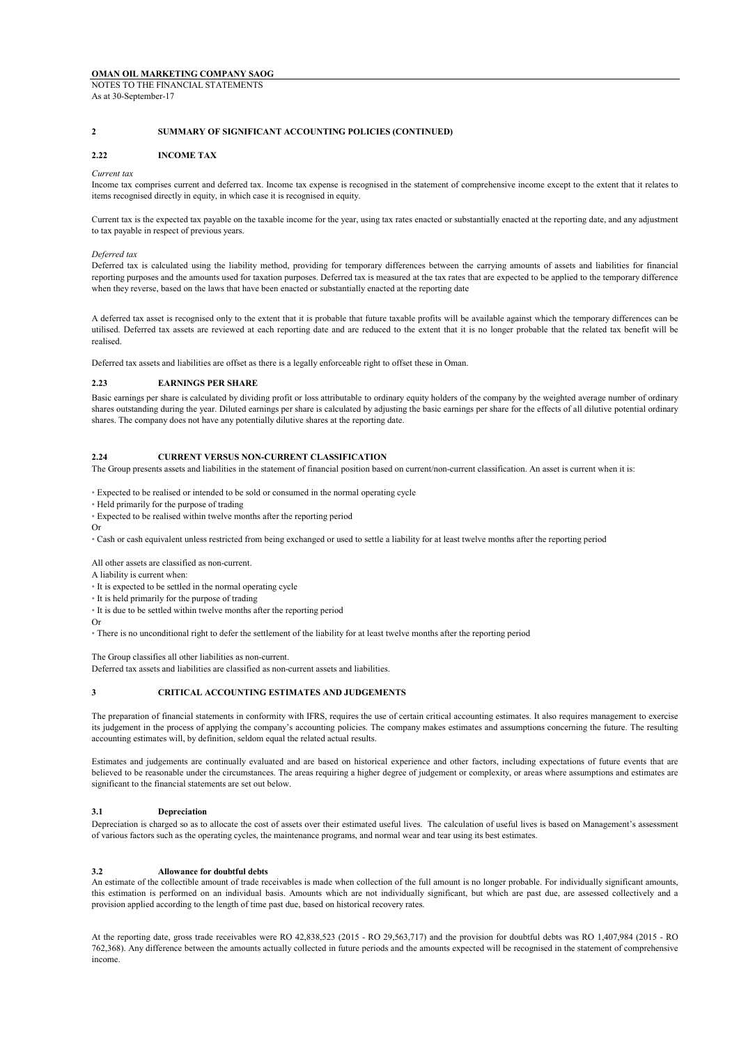## 2 SUMMARY OF SIGNIFICANT ACCOUNTING POLICIES (CONTINUED)

### 2.22 INCOME TAX

*Current tax*

Income tax comprises current and deferred tax. Income tax expense is recognised in the statement of comprehensive income except to the extent that it relates to items recognised directly in equity, in which case it is recognised in equity.

Current tax is the expected tax payable on the taxable income for the year, using tax rates enacted or substantially enacted at the reporting date, and any adjustment to tax payable in respect of previous years.

*Deferred tax*

Deferred tax is calculated using the liability method, providing for temporary differences between the carrying amounts of assets and liabilities for financial reporting purposes and the amounts used for taxation purposes. Deferred tax is measured at the tax rates that are expected to be applied to the temporary difference when they reverse, based on the laws that have been enacted or substantially enacted at the reporting date

A deferred tax asset is recognised only to the extent that it is probable that future taxable profits will be available against which the temporary differences can be utilised. Deferred tax assets are reviewed at each reporting date and are reduced to the extent that it is no longer probable that the related tax benefit will be realised.

Deferred tax assets and liabilities are offset as there is a legally enforceable right to offset these in Oman.

### 2.23 EARNINGS PER SHARE

Basic earnings per share is calculated by dividing profit or loss attributable to ordinary equity holders of the company by the weighted average number of ordinary shares outstanding during the year. Diluted earnings per share is calculated by adjusting the basic earnings per share for the effects of all dilutive potential ordinary shares. The company does not have any potentially dilutive shares at the reporting date.

### 2.24 CURRENT VERSUS NON-CURRENT CLASSIFICATION

The Group presents assets and liabilities in the statement of financial position based on current/non-current classification. An asset is current when it is:

- Expected to be realised or intended to be sold or consumed in the normal operating cycle
- Held primarily for the purpose of trading
- Expected to be realised within twelve months after the reporting period

Or

- Cash or cash equivalent unless restricted from being exchanged or used to settle a liability for at least twelve months after the reporting period

All other assets are classified as non-current.

A liability is current when:

- It is expected to be settled in the normal operating cycle
- It is held primarily for the purpose of trading
- It is due to be settled within twelve months after the reporting period

Or

- There is no unconditional right to defer the settlement of the liability for at least twelve months after the reporting period

The Group classifies all other liabilities as non-current.

Deferred tax assets and liabilities are classified as non-current assets and liabilities.

## 3 CRITICAL ACCOUNTING ESTIMATES AND JUDGEMENTS

The preparation of financial statements in conformity with IFRS, requires the use of certain critical accounting estimates. It also requires management to exercise its judgement in the process of applying the company's accounting policies. The company makes estimates and assumptions concerning the future. The resulting accounting estimates will, by definition, seldom equal the related actual results.

Estimates and judgements are continually evaluated and are based on historical experience and other factors, including expectations of future events that are believed to be reasonable under the circumstances. The areas requiring a higher degree of judgement or complexity, or areas where assumptions and estimates are significant to the financial statements are set out below.

### 3.1 Depreciation

Depreciation is charged so as to allocate the cost of assets over their estimated useful lives. The calculation of useful lives is based on Management's assessment of various factors such as the operating cycles, the maintenance programs, and normal wear and tear using its best estimates.

### 3.2 Allowance for doubtful debts

An estimate of the collectible amount of trade receivables is made when collection of the full amount is no longer probable. For individually significant amounts, this estimation is performed on an individual basis. Amounts which are not individually significant, but which are past due, are assessed collectively and a provision applied according to the length of time past due, based on historical recovery rates.

At the reporting date, gross trade receivables were RO 42,838,523 (2015 - RO 29,563,717) and the provision for doubtful debts was RO 1,407,984 (2015 - RO 762,368). Any difference between the amounts actually collected in future periods and the amounts expected will be recognised in the statement of comprehensive income.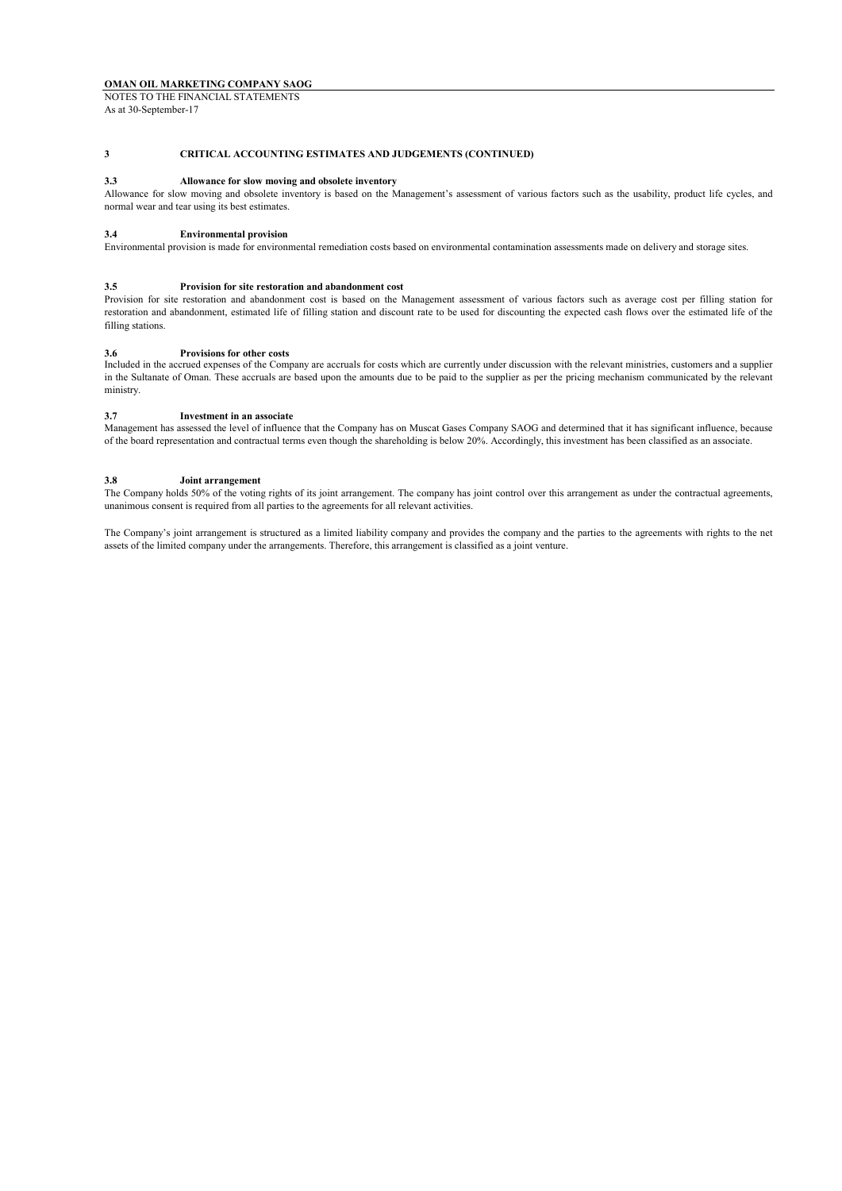## 3 CRITICAL ACCOUNTING ESTIMATES AND JUDGEMENTS (CONTINUED)

### 3.3 Allowance for slow moving and obsolete inventory

Allowance for slow moving and obsolete inventory is based on the Management's assessment of various factors such as the usability, product life cycles, and normal wear and tear using its best estimates.

### 3.4 Environmental provision

Environmental provision is made for environmental remediation costs based on environmental contamination assessments made on delivery and storage sites.

### 3.5 Provision for site restoration and abandonment cost

Provision for site restoration and abandonment cost is based on the Management assessment of various factors such as average cost per filling station for restoration and abandonment, estimated life of filling station and discount rate to be used for discounting the expected cash flows over the estimated life of the filling stations.

### 3.6 Provisions for other costs

Included in the accrued expenses of the Company are accruals for costs which are currently under discussion with the relevant ministries, customers and a supplier in the Sultanate of Oman. These accruals are based upon the amounts due to be paid to the supplier as per the pricing mechanism communicated by the relevant ministry.

### 3.7 Investment in an associate

Management has assessed the level of influence that the Company has on Muscat Gases Company SAOG and determined that it has significant influence, because of the board representation and contractual terms even though the shareholding is below 20%. Accordingly, this investment has been classified as an associate.

### 3.8 Joint arrangement

The Company holds 50% of the voting rights of its joint arrangement. The company has joint control over this arrangement as under the contractual agreements, unanimous consent is required from all parties to the agreements for all relevant activities.

The Company's joint arrangement is structured as a limited liability company and provides the company and the parties to the agreements with rights to the net assets of the limited company under the arrangements. Therefore, this arrangement is classified as a joint venture.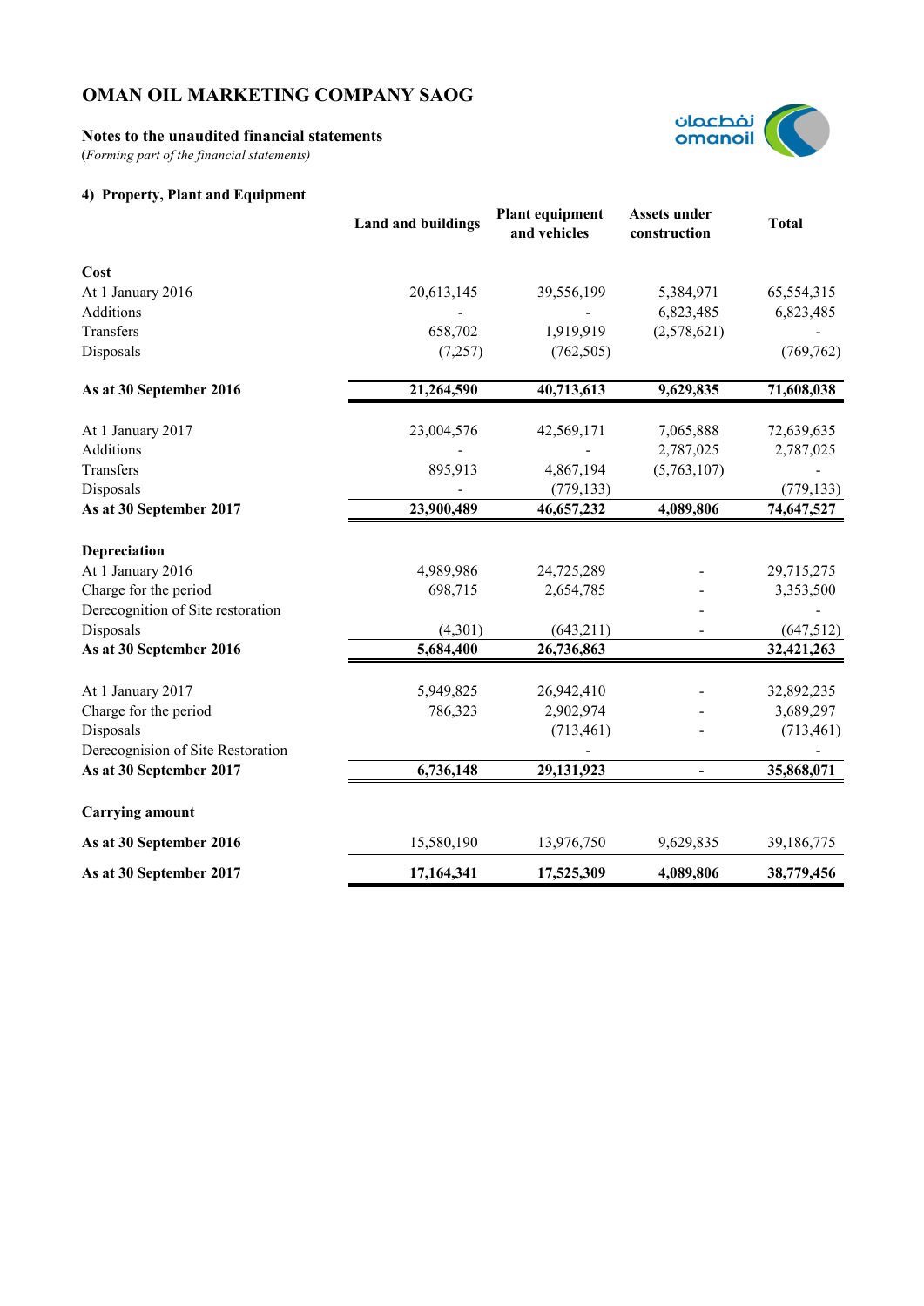# OMAN OIL MARKETING COMPANY SAOG

**Notes to the unaudited financial statements**
*(Forming part of the financial statements)*

**4) Property, Plant and Equipment**

| | Land and buildings | Plant equipment and vehicles | Assets under construction | Total |
|---|---|---|---|---|
| **Cost** | | | | |
| At 1 January 2016 | 20,613,145 | 39,556,199 | 5,384,971 | 65,554,315 |
| Additions | - | - | 6,823,485 | 6,823,485 |
| Transfers | 658,702 | 1,919,919 | (2,578,621) | - |
| Disposals | (7,257) | (762,505) | | (769,762) |
| **As at 30 September 2016** | **21,264,590** | **40,713,613** | **9,629,835** | **71,608,038** |
| At 1 January 2017 | 23,004,576 | 42,569,171 | 7,065,888 | 72,639,635 |
| Additions | - | - | 2,787,025 | 2,787,025 |
| Transfers | 895,913 | 4,867,194 | (5,763,107) | - |
| Disposals | - | (779,133) | | (779,133) |
| **As at 30 September 2017** | **23,900,489** | **46,657,232** | **4,089,806** | **74,647,527** |
| **Depreciation** | | | | |
| At 1 January 2016 | 4,989,986 | 24,725,289 | - | 29,715,275 |
| Charge for the period | 698,715 | 2,654,785 | - | 3,353,500 |
| Derecognition of Site restoration | | | - | - |
| Disposals | (4,301) | (643,211) | - | (647,512) |
| **As at 30 September 2016** | **5,684,400** | **26,736,863** | | **32,421,263** |
| At 1 January 2017 | 5,949,825 | 26,942,410 | - | 32,892,235 |
| Charge for the period | 786,323 | 2,902,974 | - | 3,689,297 |
| Disposals | | (713,461) | - | (713,461) |
| Derecognition of Site Restoration | | - | | - |
| **As at 30 September 2017** | **6,736,148** | **29,131,923** | **-** | **35,868,071** |
| **Carrying amount** | | | | |
| **As at 30 September 2016** | 15,580,190 | 13,976,750 | 9,629,835 | 39,186,775 |
| **As at 30 September 2017** | **17,164,341** | **17,525,309** | **4,089,806** | **38,779,456** |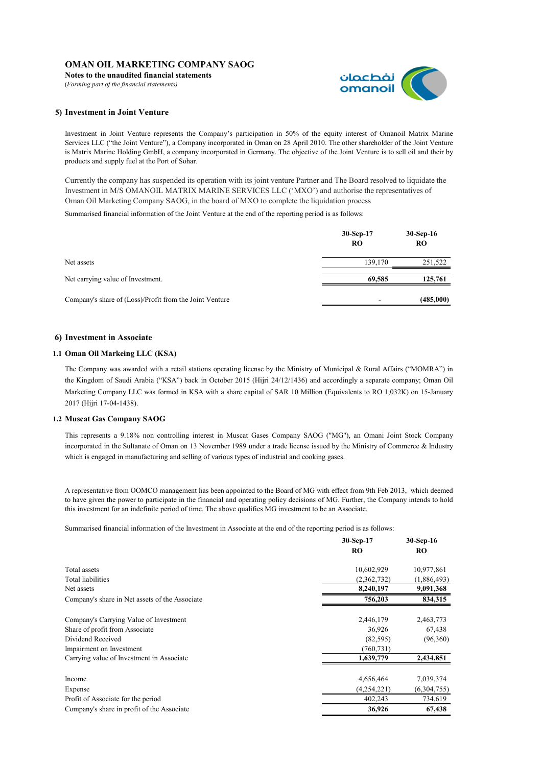## 5) Investment in Joint Venture

Investment in Joint Venture represents the Company's participation in 50% of the equity interest of Omanoil Matrix Marine Services LLC ("the Joint Venture"), a Company incorporated in Oman on 28 April 2010. The other shareholder of the Joint Venture is Matrix Marine Holding GmbH, a company incorporated in Germany. The objective of the Joint Venture is to sell oil and their by products and supply fuel at the Port of Sohar.

Currently the company has suspended its operation with its joint venture Partner and The Board resolved to liquidate the Investment in M/S OMANOIL MATRIX MARINE SERVICES LLC ('MXO') and authorise the representatives of Oman Oil Marketing Company SAOG, in the board of MXO to complete the liquidation process

Summarised financial information of the Joint Venture at the end of the reporting period is as follows:

| | 30-Sep-17 RO | 30-Sep-16 RO |
|---|---|---|
| Net assets | 139,170 | 251,522 |
| Net carrying value of Investment. | **69,585** | **125,761** |
| Company's share of (Loss)/Profit from the Joint Venture | **-** | **(485,000)** |

## 6) Investment in Associate

### 1.1 Oman Oil Markeing LLC (KSA)

The Company was awarded with a retail stations operating license by the Ministry of Municipal & Rural Affairs ("MOMRA") in the Kingdom of Saudi Arabia ("KSA") back in October 2015 (Hijri 24/12/1436) and accordingly a separate company; Oman Oil Marketing Company LLC was formed in KSA with a share capital of SAR 10 Million (Equivalents to RO 1,032K) on 15-January 2017 (Hijri 17-04-1438).

### 1.2 Muscat Gas Company SAOG

This represents a 9.18% non controlling interest in Muscat Gases Company SAOG ("MG"), an Omani Joint Stock Company incorporated in the Sultanate of Oman on 13 November 1989 under a trade license issued by the Ministry of Commerce & Industry which is engaged in manufacturing and selling of various types of industrial and cooking gases.

A representative from OOMCO management has been appointed to the Board of MG with effect from 9th Feb 2013, which deemed to have given the power to participate in the financial and operating policy decisions of MG. Further, the Company intends to hold this investment for an indefinite period of time. The above qualifies MG investment to be an Associate.

Summarised financial information of the Investment in Associate at the end of the reporting period is as follows:

| | 30-Sep-17 RO | 30-Sep-16 RO |
|---|---|---|
| Total assets | 10,602,929 | 10,977,861 |
| Total liabilities | (2,362,732) | (1,886,493) |
| Net assets | **8,240,197** | **9,091,368** |
| Company's share in Net assets of the Associate | **756,203** | **834,315** |
| | | |
| Company's Carrying Value of Investment | 2,446,179 | 2,463,773 |
| Share of profit from Associate | 36,926 | 67,438 |
| Dividend Received | (82,595) | (96,360) |
| Impairment on Investment | (760,731) | |
| Carrying value of Investment in Associate | **1,639,779** | **2,434,851** |
| | | |
| Income | 4,656,464 | 7,039,374 |
| Expense | (4,254,221) | (6,304,755) |
| Profit of Associate for the period | 402,243 | 734,619 |
| Company's share in profit of the Associate | **36,926** | **67,438** |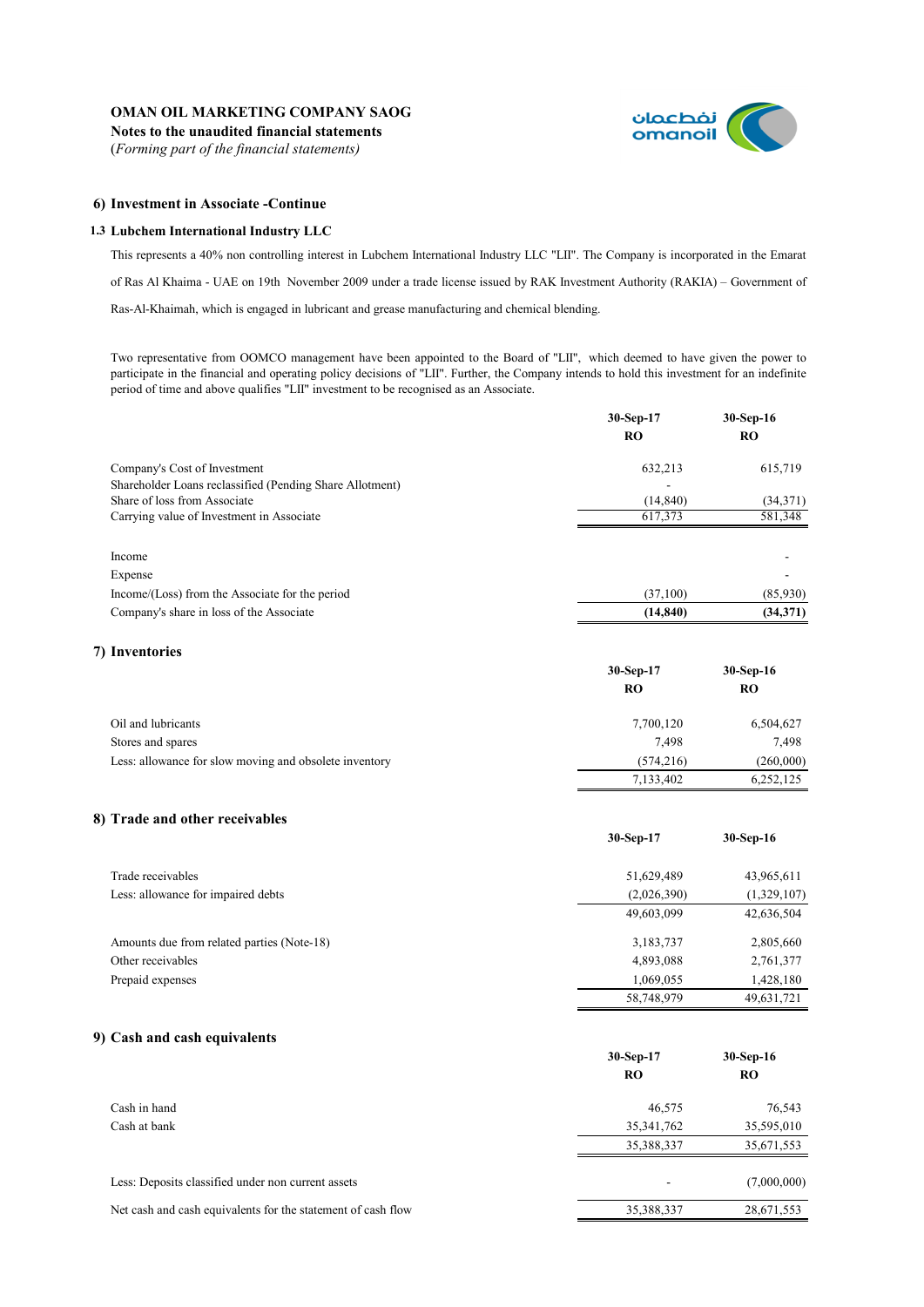# OMAN OIL MARKETING COMPANY SAOG

**Notes to the unaudited financial statements**

(*Forming part of the financial statements)*

## 6) Investment in Associate -Continue

### 1.3 Lubchem International Industry LLC

This represents a 40% non controlling interest in Lubchem International Industry LLC "LII". The Company is incorporated in the Emarat of Ras Al Khaima - UAE on 19th November 2009 under a trade license issued by RAK Investment Authority (RAKIA) – Government of Ras-Al-Khaimah, which is engaged in lubricant and grease manufacturing and chemical blending.

Two representative from OOMCO management have been appointed to the Board of "LII", which deemed to have given the power to participate in the financial and operating policy decisions of "LII". Further, the Company intends to hold this investment for an indefinite period of time and above qualifies "LII" investment to be recognised as an Associate.

| | 30-Sep-17 RO | 30-Sep-16 RO |
|---|---|---|
| Company's Cost of Investment | 632,213 | 615,719 |
| Shareholder Loans reclassified (Pending Share Allotment) | - | |
| Share of loss from Associate | (14,840) | (34,371) |
| Carrying value of Investment in Associate | 617,373 | 581,348 |
| | | |
| Income | | - |
| Expense | | - |
| Income/(Loss) from the Associate for the period | (37,100) | (85,930) |
| Company's share in loss of the Associate | **(14,840)** | **(34,371)** |

## 7) Inventories

| | 30-Sep-17 RO | 30-Sep-16 RO |
|---|---|---|
| Oil and lubricants | 7,700,120 | 6,504,627 |
| Stores and spares | 7,498 | 7,498 |
| Less: allowance for slow moving and obsolete inventory | (574,216) | (260,000) |
| | 7,133,402 | 6,252,125 |

## 8) Trade and other receivables

| | 30-Sep-17 | 30-Sep-16 |
|---|---|---|
| Trade receivables | 51,629,489 | 43,965,611 |
| Less: allowance for impaired debts | (2,026,390) | (1,329,107) |
| | 49,603,099 | 42,636,504 |
| | | |
| Amounts due from related parties (Note-18) | 3,183,737 | 2,805,660 |
| Other receivables | 4,893,088 | 2,761,377 |
| Prepaid expenses | 1,069,055 | 1,428,180 |
| | 58,748,979 | 49,631,721 |

## 9) Cash and cash equivalents

| | 30-Sep-17 RO | 30-Sep-16 RO |
|---|---|---|
| Cash in hand | 46,575 | 76,543 |
| Cash at bank | 35,341,762 | 35,595,010 |
| | 35,388,337 | 35,671,553 |
| | | |
| Less: Deposits classified under non current assets | - | (7,000,000) |
| | | |
| Net cash and cash equivalents for the statement of cash flow | 35,388,337 | 28,671,553 |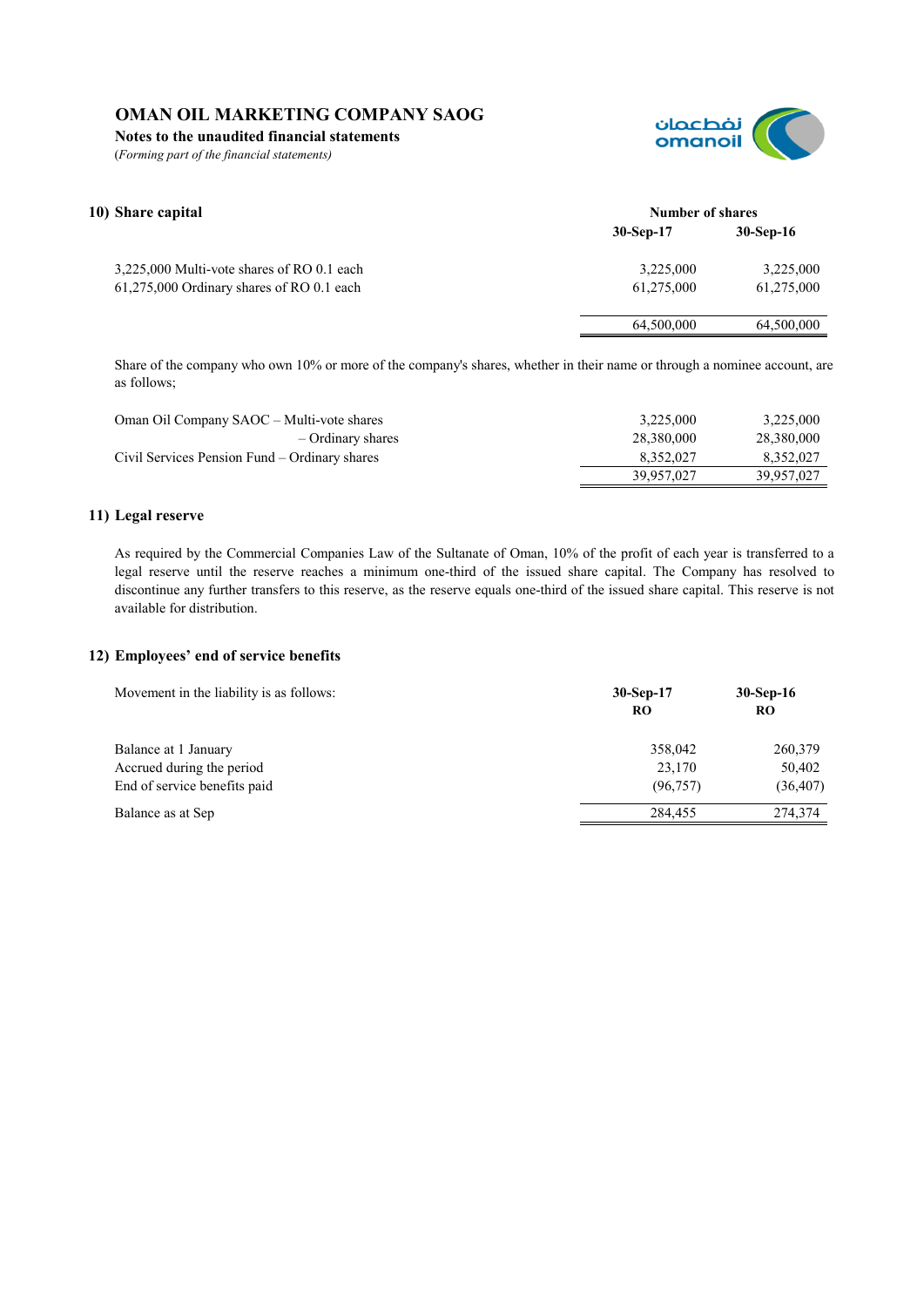# OMAN OIL MARKETING COMPANY SAOG

**Notes to the unaudited financial statements**

*(Forming part of the financial statements)*

## 10) Share capital

| | Number of shares | |
|---|---|---|
| | **30-Sep-17** | **30-Sep-16** |
| 3,225,000 Multi-vote shares of RO 0.1 each | 3,225,000 | 3,225,000 |
| 61,275,000 Ordinary shares of RO 0.1 each | 61,275,000 | 61,275,000 |
| | 64,500,000 | 64,500,000 |

Share of the company who own 10% or more of the company's shares, whether in their name or through a nominee account, are as follows;

| | 30-Sep-17 | 30-Sep-16 |
|---|---|---|
| Oman Oil Company SAOC – Multi-vote shares | 3,225,000 | 3,225,000 |
| – Ordinary shares | 28,380,000 | 28,380,000 |
| Civil Services Pension Fund – Ordinary shares | 8,352,027 | 8,352,027 |
| | 39,957,027 | 39,957,027 |

## 11) Legal reserve

As required by the Commercial Companies Law of the Sultanate of Oman, 10% of the profit of each year is transferred to a legal reserve until the reserve reaches a minimum one-third of the issued share capital. The Company has resolved to discontinue any further transfers to this reserve, as the reserve equals one-third of the issued share capital. This reserve is not available for distribution.

## 12) Employees' end of service benefits

| Movement in the liability is as follows: | **30-Sep-17 RO** | **30-Sep-16 RO** |
|---|---|---|
| Balance at 1 January | 358,042 | 260,379 |
| Accrued during the period | 23,170 | 50,402 |
| End of service benefits paid | (96,757) | (36,407) |
| Balance as at Sep | 284,455 | 274,374 |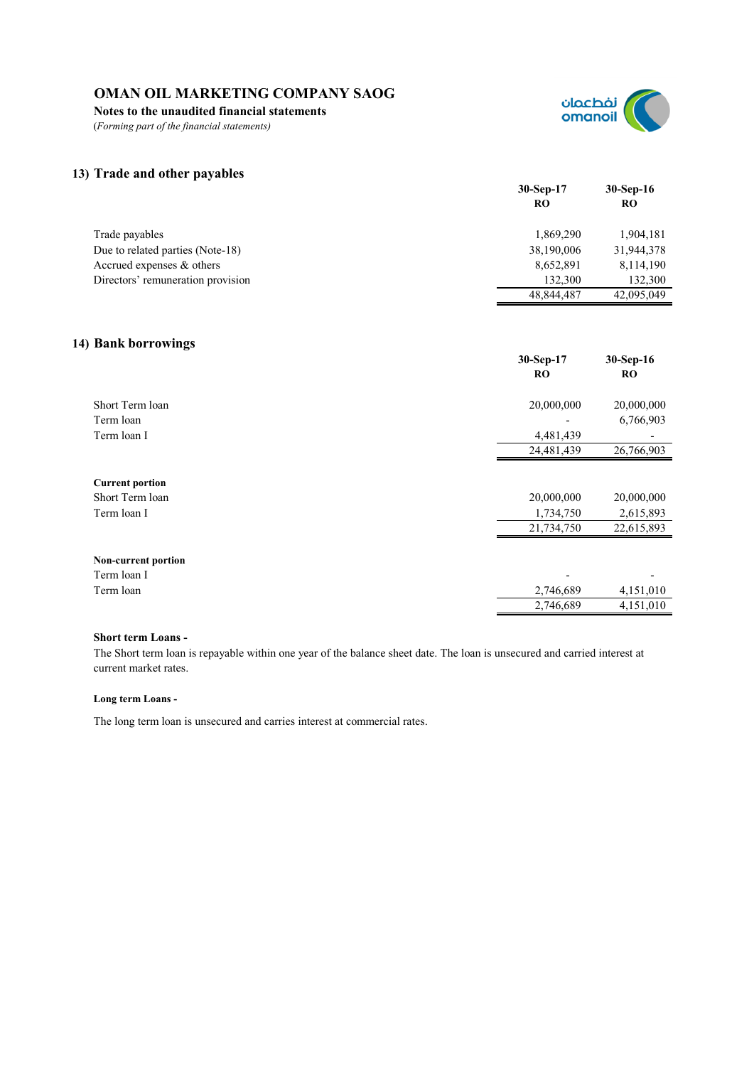# OMAN OIL MARKETING COMPANY SAOG

**Notes to the unaudited financial statements**

*(Forming part of the financial statements)*

## 13) Trade and other payables

| | 30-Sep-17 RO | 30-Sep-16 RO |
|---|---|---|
| Trade payables | 1,869,290 | 1,904,181 |
| Due to related parties (Note-18) | 38,190,006 | 31,944,378 |
| Accrued expenses & others | 8,652,891 | 8,114,190 |
| Directors' remuneration provision | 132,300 | 132,300 |
| | 48,844,487 | 42,095,049 |

## 14) Bank borrowings

| | 30-Sep-17 RO | 30-Sep-16 RO |
|---|---|---|
| Short Term loan | 20,000,000 | 20,000,000 |
| Term loan | - | 6,766,903 |
| Term loan I | 4,481,439 | - |
| | 24,481,439 | 26,766,903 |
| **Current portion** | | |
| Short Term loan | 20,000,000 | 20,000,000 |
| Term loan I | 1,734,750 | 2,615,893 |
| | 21,734,750 | 22,615,893 |
| **Non-current portion** | | |
| Term loan I | - | - |
| Term loan | 2,746,689 | 4,151,010 |
| | 2,746,689 | 4,151,010 |

**Short term Loans -**

The Short term loan is repayable within one year of the balance sheet date. The loan is unsecured and carried interest at current market rates.

**Long term Loans -**

The long term loan is unsecured and carries interest at commercial rates.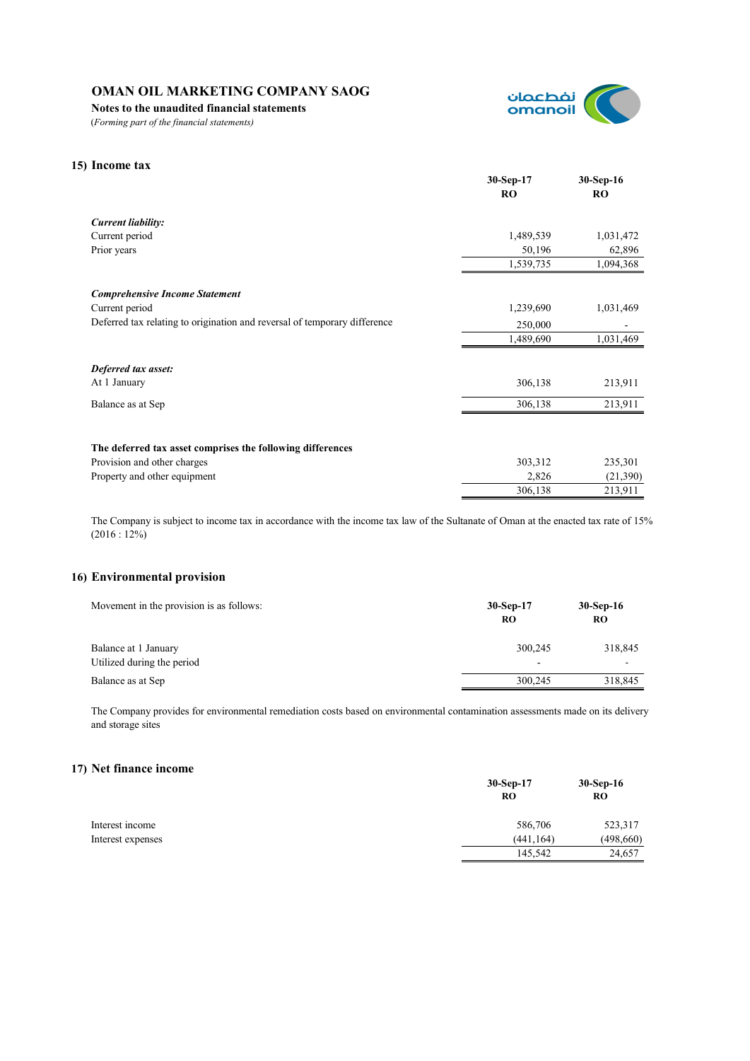# OMAN OIL MARKETING COMPANY SAOG

**Notes to the unaudited financial statements**

*(Forming part of the financial statements)*

## 15) Income tax

| | 30-Sep-17 RO | 30-Sep-16 RO |
|---|---|---|
| ***Current liability:*** | | |
| Current period | 1,489,539 | 1,031,472 |
| Prior years | 50,196 | 62,896 |
| | 1,539,735 | 1,094,368 |
| ***Comprehensive Income Statement*** | | |
| Current period | 1,239,690 | 1,031,469 |
| Deferred tax relating to origination and reversal of temporary difference | 250,000 | - |
| | 1,489,690 | 1,031,469 |
| ***Deferred tax asset:*** | | |
| At 1 January | 306,138 | 213,911 |
| Balance as at Sep | 306,138 | 213,911 |
| **The deferred tax asset comprises the following differences** | | |
| Provision and other charges | 303,312 | 235,301 |
| Property and other equipment | 2,826 | (21,390) |
| | 306,138 | 213,911 |

The Company is subject to income tax in accordance with the income tax law of the Sultanate of Oman at the enacted tax rate of 15% (2016 : 12%)

## 16) Environmental provision

| Movement in the provision is as follows: | 30-Sep-17 RO | 30-Sep-16 RO |
|---|---|---|
| Balance at 1 January | 300,245 | 318,845 |
| Utilized during the period | - | - |
| Balance as at Sep | 300,245 | 318,845 |

The Company provides for environmental remediation costs based on environmental contamination assessments made on its delivery and storage sites

## 17) Net finance income

| | 30-Sep-17 RO | 30-Sep-16 RO |
|---|---|---|
| Interest income | 586,706 | 523,317 |
| Interest expenses | (441,164) | (498,660) |
| | 145,542 | 24,657 |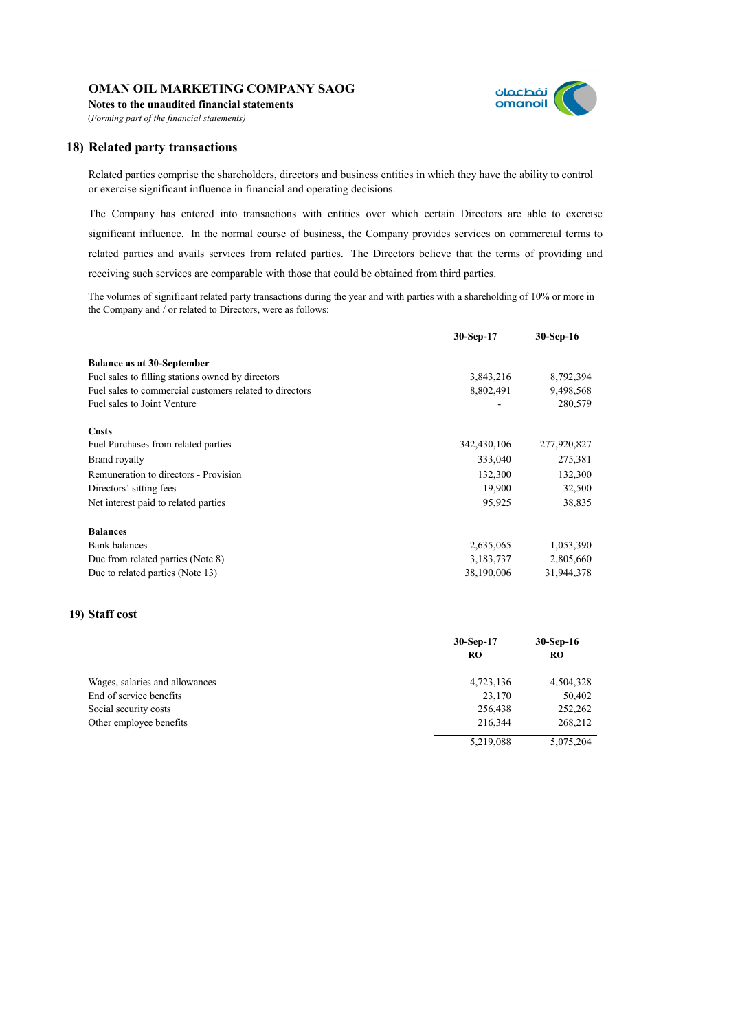## 18) Related party transactions

Related parties comprise the shareholders, directors and business entities in which they have the ability to control or exercise significant influence in financial and operating decisions.

The Company has entered into transactions with entities over which certain Directors are able to exercise significant influence. In the normal course of business, the Company provides services on commercial terms to related parties and avails services from related parties. The Directors believe that the terms of providing and receiving such services are comparable with those that could be obtained from third parties.

The volumes of significant related party transactions during the year and with parties with a shareholding of 10% or more in the Company and / or related to Directors, were as follows:

| | 30-Sep-17 | 30-Sep-16 |
|---|---|---|
| **Balance as at 30-September** | | |
| Fuel sales to filling stations owned by directors | 3,843,216 | 8,792,394 |
| Fuel sales to commercial customers related to directors | 8,802,491 | 9,498,568 |
| Fuel sales to Joint Venture | - | 280,579 |
| **Costs** | | |
| Fuel Purchases from related parties | 342,430,106 | 277,920,827 |
| Brand royalty | 333,040 | 275,381 |
| Remuneration to directors - Provision | 132,300 | 132,300 |
| Directors' sitting fees | 19,900 | 32,500 |
| Net interest paid to related parties | 95,925 | 38,835 |
| **Balances** | | |
| Bank balances | 2,635,065 | 1,053,390 |
| Due from related parties (Note 8) | 3,183,737 | 2,805,660 |
| Due to related parties (Note 13) | 38,190,006 | 31,944,378 |

## 19) Staff cost

| | 30-Sep-17 RO | 30-Sep-16 RO |
|---|---|---|
| Wages, salaries and allowances | 4,723,136 | 4,504,328 |
| End of service benefits | 23,170 | 50,402 |
| Social security costs | 256,438 | 252,262 |
| Other employee benefits | 216,344 | 268,212 |
| | 5,219,088 | 5,075,204 |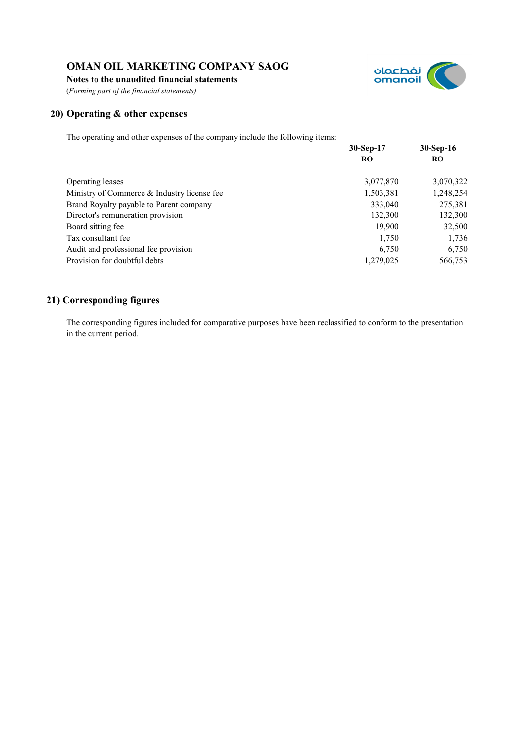# OMAN OIL MARKETING COMPANY SAOG

**Notes to the unaudited financial statements**

(*Forming part of the financial statements)*

## 20) Operating & other expenses

The operating and other expenses of the company include the following items:

| | 30-Sep-17<br>RO | 30-Sep-16<br>RO |
|---|---|---|
| Operating leases | 3,077,870 | 3,070,322 |
| Ministry of Commerce & Industry license fee | 1,503,381 | 1,248,254 |
| Brand Royalty payable to Parent company | 333,040 | 275,381 |
| Director's remuneration provision | 132,300 | 132,300 |
| Board sitting fee | 19,900 | 32,500 |
| Tax consultant fee | 1,750 | 1,736 |
| Audit and professional fee provision | 6,750 | 6,750 |
| Provision for doubtful debts | 1,279,025 | 566,753 |

## 21) Corresponding figures

The corresponding figures included for comparative purposes have been reclassified to conform to the presentation in the current period.